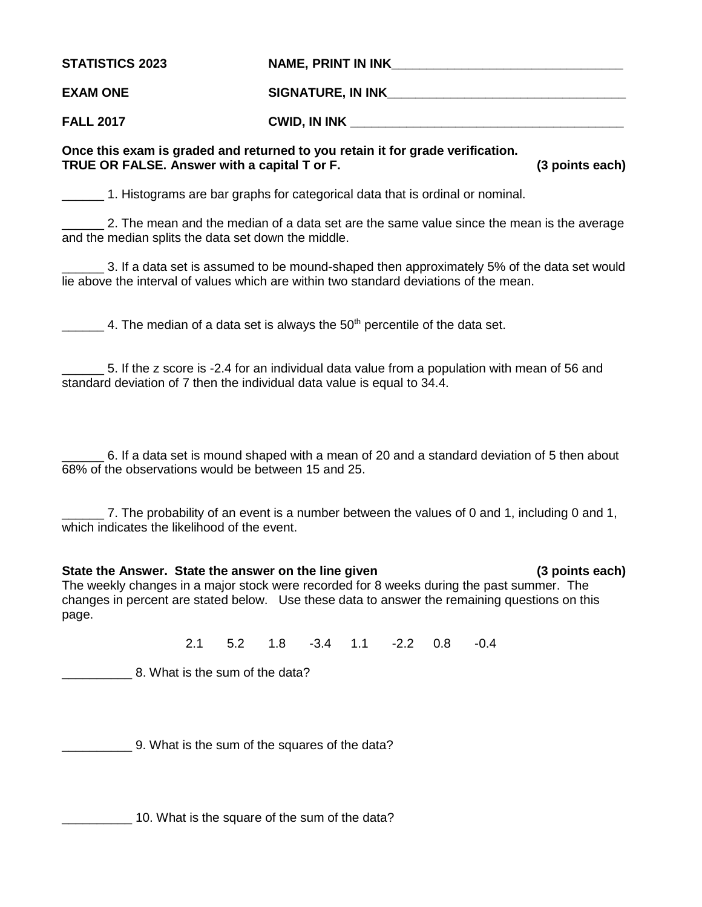**STATISTICS 2023** **NAME, PRINT IN INK**________________________________

**EXAM ONE** **SIGNATURE, IN INK**________________________________

**FALL 2017** **CWID, IN INK** ________________________________

**Once this exam is graded and returned to you retain it for grade verification.**
**TRUE OR FALSE. Answer with a capital T or F.** **(3 points each)**

______ 1. Histograms are bar graphs for categorical data that is ordinal or nominal.

______ 2. The mean and the median of a data set are the same value since the mean is the average and the median splits the data set down the middle.

______ 3. If a data set is assumed to be mound-shaped then approximately 5% of the data set would lie above the interval of values which are within two standard deviations of the mean.

______ 4. The median of a data set is always the $50^{th}$ percentile of the data set.

______ 5. If the z score is -2.4 for an individual data value from a population with mean of 56 and standard deviation of 7 then the individual data value is equal to 34.4.

______ 6. If a data set is mound shaped with a mean of 20 and a standard deviation of 5 then about 68% of the observations would be between 15 and 25.

______ 7. The probability of an event is a number between the values of 0 and 1, including 0 and 1, which indicates the likelihood of the event.

**State the Answer. State the answer on the line given** **(3 points each)**
The weekly changes in a major stock were recorded for 8 weeks during the past summer. The changes in percent are stated below. Use these data to answer the remaining questions on this page.

2.1 5.2 1.8 -3.4 1.1 -2.2 0.8 -0.4

__________ 8. What is the sum of the data?

__________ 9. What is the sum of the squares of the data?

__________ 10. What is the square of the sum of the data?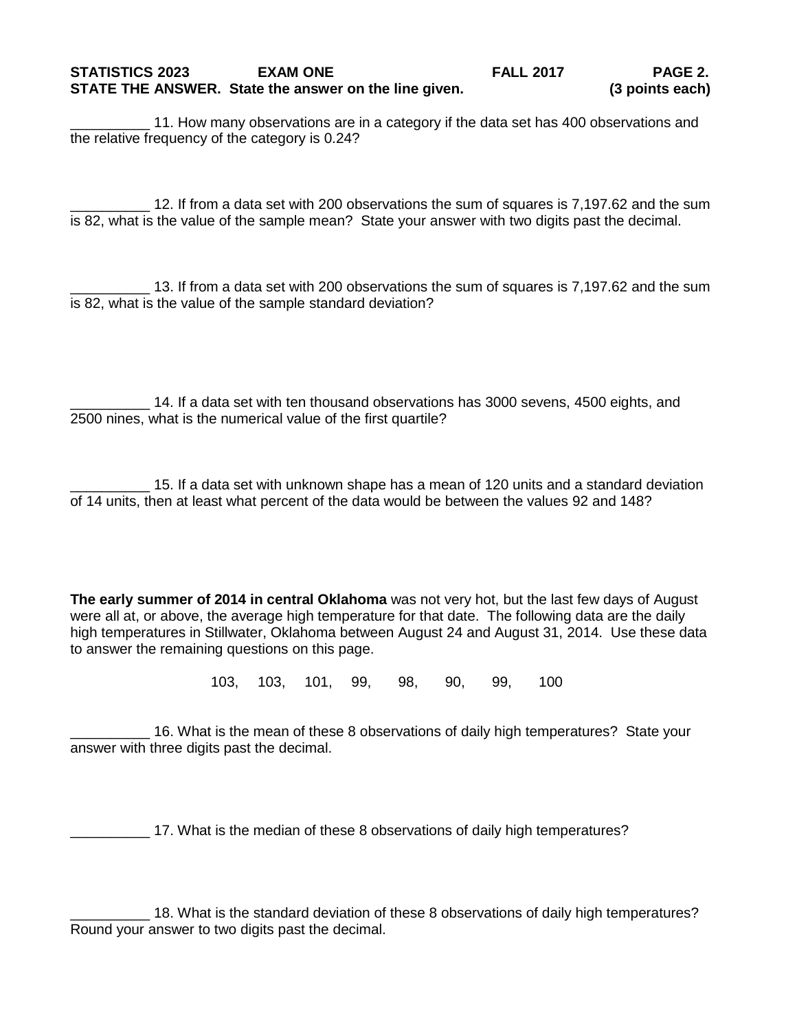**STATISTICS 2023 EXAM ONE FALL 2017 PAGE 2.**

**STATE THE ANSWER. State the answer on the line given. (3 points each)**

__________ 11. How many observations are in a category if the data set has 400 observations and the relative frequency of the category is 0.24?

__________ 12. If from a data set with 200 observations the sum of squares is 7,197.62 and the sum is 82, what is the value of the sample mean? State your answer with two digits past the decimal.

__________ 13. If from a data set with 200 observations the sum of squares is 7,197.62 and the sum is 82, what is the value of the sample standard deviation?

__________ 14. If a data set with ten thousand observations has 3000 sevens, 4500 eights, and 2500 nines, what is the numerical value of the first quartile?

__________ 15. If a data set with unknown shape has a mean of 120 units and a standard deviation of 14 units, then at least what percent of the data would be between the values 92 and 148?

**The early summer of 2014 in central Oklahoma** was not very hot, but the last few days of August were all at, or above, the average high temperature for that date. The following data are the daily high temperatures in Stillwater, Oklahoma between August 24 and August 31, 2014. Use these data to answer the remaining questions on this page.

103, 103, 101, 99, 98, 90, 99, 100

__________ 16. What is the mean of these 8 observations of daily high temperatures? State your answer with three digits past the decimal.

__________ 17. What is the median of these 8 observations of daily high temperatures?

__________ 18. What is the standard deviation of these 8 observations of daily high temperatures? Round your answer to two digits past the decimal.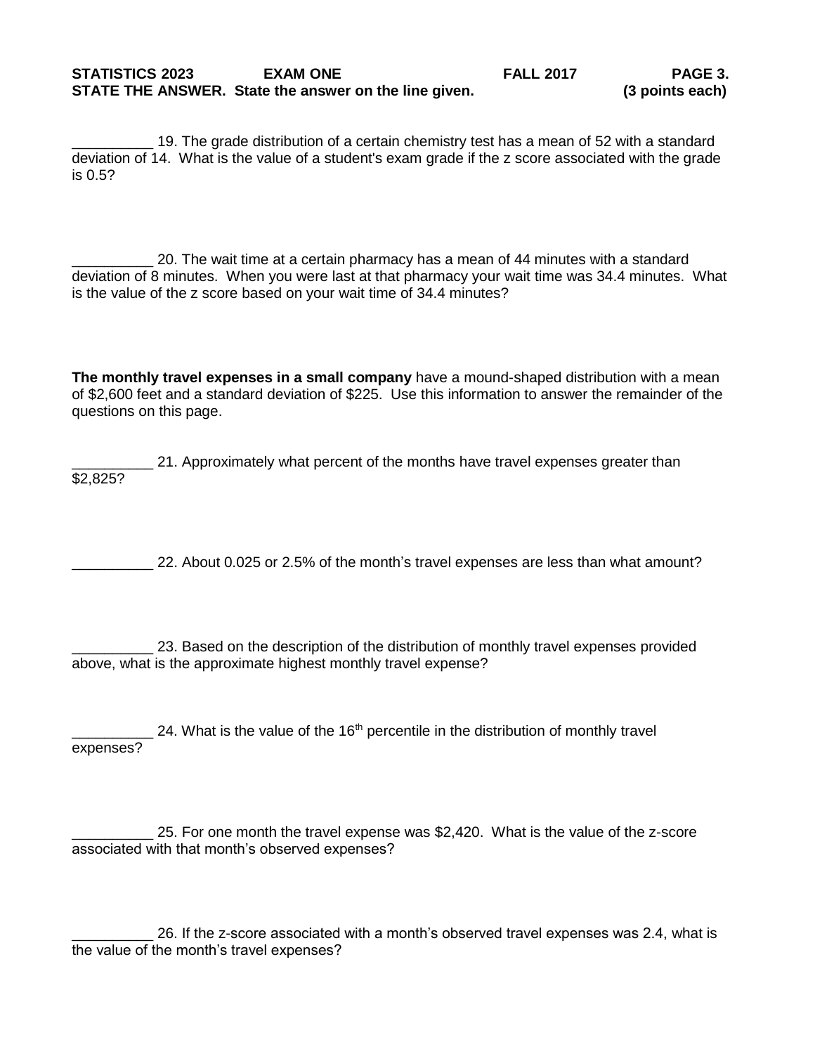**STATISTICS 2023 EXAM ONE FALL 2017 PAGE 3.**

**STATE THE ANSWER. State the answer on the line given. (3 points each)**

__________ 19. The grade distribution of a certain chemistry test has a mean of 52 with a standard deviation of 14. What is the value of a student's exam grade if the z score associated with the grade is 0.5?

__________ 20. The wait time at a certain pharmacy has a mean of 44 minutes with a standard deviation of 8 minutes. When you were last at that pharmacy your wait time was 34.4 minutes. What is the value of the z score based on your wait time of 34.4 minutes?

**The monthly travel expenses in a small company** have a mound-shaped distribution with a mean of $2,600 feet and a standard deviation of $225. Use this information to answer the remainder of the questions on this page.

__________ 21. Approximately what percent of the months have travel expenses greater than $2,825?

__________ 22. About 0.025 or 2.5% of the month's travel expenses are less than what amount?

__________ 23. Based on the description of the distribution of monthly travel expenses provided above, what is the approximate highest monthly travel expense?

__________ 24. What is the value of the $16^{th}$ percentile in the distribution of monthly travel expenses?

__________ 25. For one month the travel expense was $2,420. What is the value of the z-score associated with that month's observed expenses?

__________ 26. If the z-score associated with a month's observed travel expenses was 2.4, what is the value of the month's travel expenses?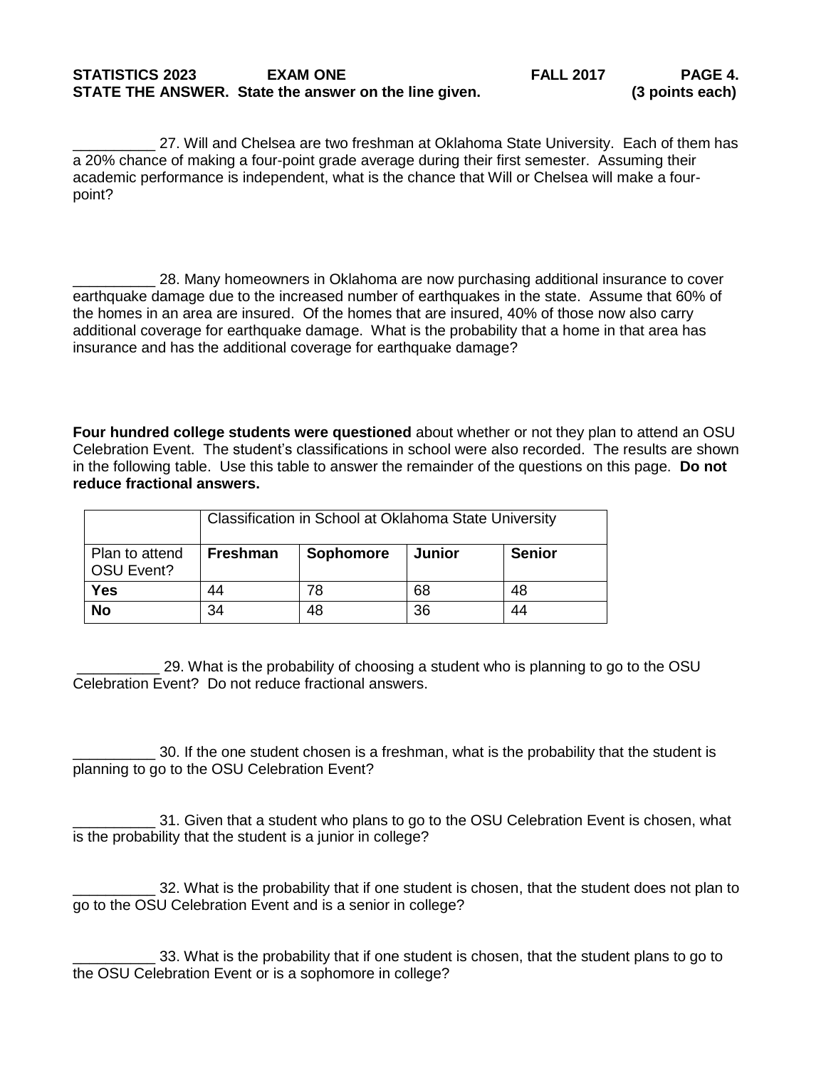**STATISTICS 2023 EXAM ONE FALL 2017**

**STATE THE ANSWER. State the answer on the line given. (3 points each)**

__________ 27. Will and Chelsea are two freshman at Oklahoma State University. Each of them has a 20% chance of making a four-point grade average during their first semester. Assuming their academic performance is independent, what is the chance that Will or Chelsea will make a four-point?

__________ 28. Many homeowners in Oklahoma are now purchasing additional insurance to cover earthquake damage due to the increased number of earthquakes in the state. Assume that 60% of the homes in an area are insured. Of the homes that are insured, 40% of those now also carry additional coverage for earthquake damage. What is the probability that a home in that area has insurance and has the additional coverage for earthquake damage?

**Four hundred college students were questioned** about whether or not they plan to attend an OSU Celebration Event. The student's classifications in school were also recorded. The results are shown in the following table. Use this table to answer the remainder of the questions on this page. **Do not reduce fractional answers.**

| | Classification in School at Oklahoma State University | | | |
|---|---|---|---|---|
| Plan to attend OSU Event? | **Freshman** | **Sophomore** | **Junior** | **Senior** |
| **Yes** | 44 | 78 | 68 | 48 |
| **No** | 34 | 48 | 36 | 44 |

__________ 29. What is the probability of choosing a student who is planning to go to the OSU Celebration Event? Do not reduce fractional answers.

__________ 30. If the one student chosen is a freshman, what is the probability that the student is planning to go to the OSU Celebration Event?

__________ 31. Given that a student who plans to go to the OSU Celebration Event is chosen, what is the probability that the student is a junior in college?

__________ 32. What is the probability that if one student is chosen, that the student does not plan to go to the OSU Celebration Event and is a senior in college?

__________ 33. What is the probability that if one student is chosen, that the student plans to go to the OSU Celebration Event or is a sophomore in college?